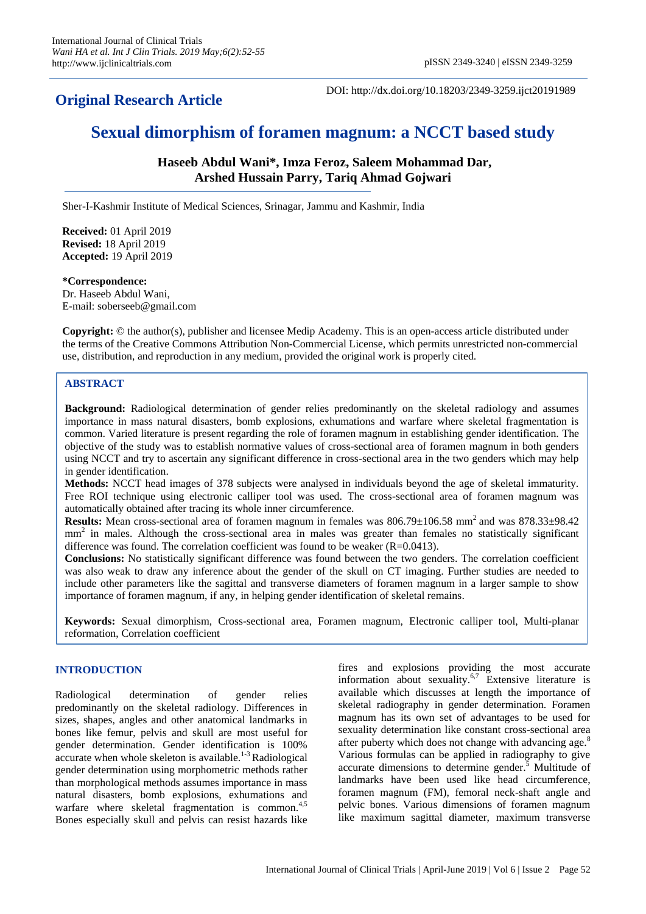## Original Research Article

DOI: http://dx.doi.org/10.18203/2349-3259.ijct20191989

# Sexual dimorphism of foramen magnum: a NCCT based study

**Haseeb Abdul Wani\*, Imza Feroz, Saleem Mohammad Dar, Arshed Hussain Parry, Tariq Ahmad Gojwari**

Sher-I-Kashmir Institute of Medical Sciences, Srinagar, Jammu and Kashmir, India

**Received:** 01 April 2019
**Revised:** 18 April 2019
**Accepted:** 19 April 2019

**\*Correspondence:**
Dr. Haseeb Abdul Wani,
E-mail: soberseeb@gmail.com

**Copyright:** © the author(s), publisher and licensee Medip Academy. This is an open-access article distributed under the terms of the Creative Commons Attribution Non-Commercial License, which permits unrestricted non-commercial use, distribution, and reproduction in any medium, provided the original work is properly cited.

## ABSTRACT

**Background:** Radiological determination of gender relies predominantly on the skeletal radiology and assumes importance in mass natural disasters, bomb explosions, exhumations and warfare where skeletal fragmentation is common. Varied literature is present regarding the role of foramen magnum in establishing gender identification. The objective of the study was to establish normative values of cross-sectional area of foramen magnum in both genders using NCCT and try to ascertain any significant difference in cross-sectional area in the two genders which may help in gender identification.

**Methods:** NCCT head images of 378 subjects were analysed in individuals beyond the age of skeletal immaturity. Free ROI technique using electronic calliper tool was used. The cross-sectional area of foramen magnum was automatically obtained after tracing its whole inner circumference.

**Results:** Mean cross-sectional area of foramen magnum in females was 806.79±106.58 $mm^2$ and was 878.33±98.42 $mm^2$ in males. Although the cross-sectional area in males was greater than females no statistically significant difference was found. The correlation coefficient was found to be weaker (R=0.0413).

**Conclusions:** No statistically significant difference was found between the two genders. The correlation coefficient was also weak to draw any inference about the gender of the skull on CT imaging. Further studies are needed to include other parameters like the sagittal and transverse diameters of foramen magnum in a larger sample to show importance of foramen magnum, if any, in helping gender identification of skeletal remains.

**Keywords:** Sexual dimorphism, Cross-sectional area, Foramen magnum, Electronic calliper tool, Multi-planar reformation, Correlation coefficient

## INTRODUCTION

Radiological determination of gender relies predominantly on the skeletal radiology. Differences in sizes, shapes, angles and other anatomical landmarks in bones like femur, pelvis and skull are most useful for gender determination. Gender identification is 100% accurate when whole skeleton is available.[1-3] Radiological gender determination using morphometric methods rather than morphological methods assumes importance in mass natural disasters, bomb explosions, exhumations and warfare where skeletal fragmentation is common.[4,5] Bones especially skull and pelvis can resist hazards like fires and explosions providing the most accurate information about sexuality.[6,7] Extensive literature is available which discusses at length the importance of skeletal radiography in gender determination. Foramen magnum has its own set of advantages to be used for sexuality determination like constant cross-sectional area after puberty which does not change with advancing age.[8] Various formulas can be applied in radiography to give accurate dimensions to determine gender.[5] Multitude of landmarks have been used like head circumference, foramen magnum (FM), femoral neck-shaft angle and pelvic bones. Various dimensions of foramen magnum like maximum sagittal diameter, maximum transverse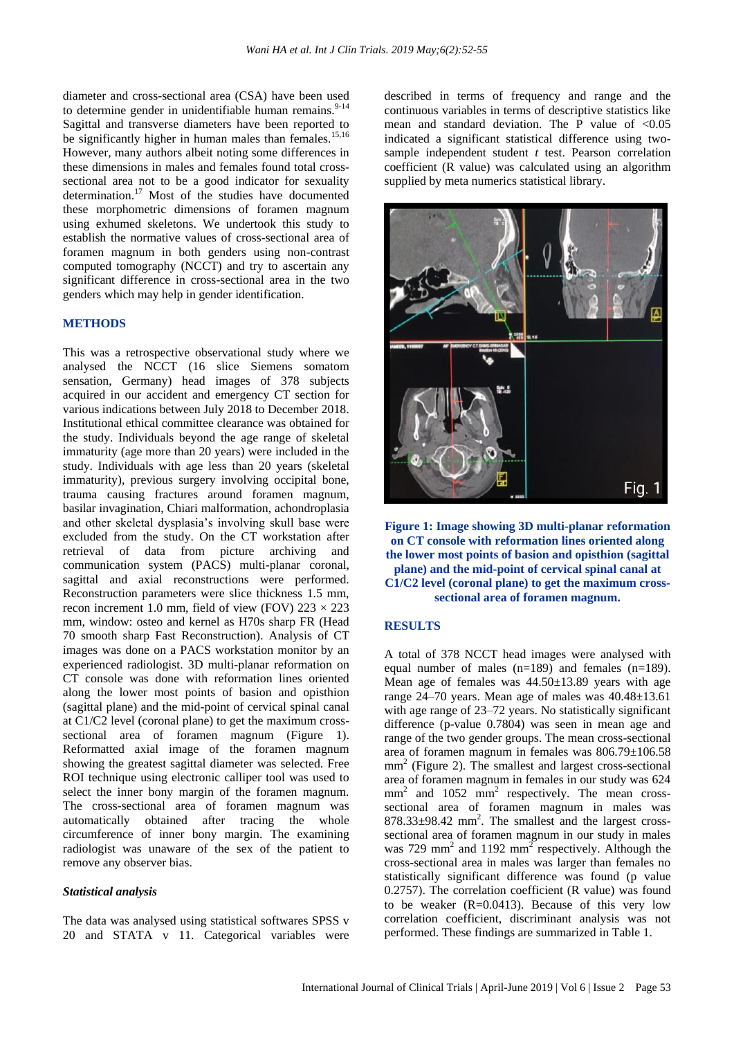diameter and cross-sectional area (CSA) have been used to determine gender in unidentifiable human remains.[9-14] Sagittal and transverse diameters have been reported to be significantly higher in human males than females.[15,16] However, many authors albeit noting some differences in these dimensions in males and females found total cross-sectional area not to be a good indicator for sexuality determination.[17] Most of the studies have documented these morphometric dimensions of foramen magnum using exhumed skeletons. We undertook this study to establish the normative values of cross-sectional area of foramen magnum in both genders using non-contrast computed tomography (NCCT) and try to ascertain any significant difference in cross-sectional area in the two genders which may help in gender identification.

## METHODS

This was a retrospective observational study where we analysed the NCCT (16 slice Siemens somatom sensation, Germany) head images of 378 subjects acquired in our accident and emergency CT section for various indications between July 2018 to December 2018. Institutional ethical committee clearance was obtained for the study. Individuals beyond the age range of skeletal immaturity (age more than 20 years) were included in the study. Individuals with age less than 20 years (skeletal immaturity), previous surgery involving occipital bone, trauma causing fractures around foramen magnum, basilar invagination, Chiari malformation, achondroplasia and other skeletal dysplasia's involving skull base were excluded from the study. On the CT workstation after retrieval of data from picture archiving and communication system (PACS) multi-planar coronal, sagittal and axial reconstructions were performed. Reconstruction parameters were slice thickness 1.5 mm, recon increment 1.0 mm, field of view (FOV) 223 × 223 mm, window: osteo and kernel as H70s sharp FR (Head 70 smooth sharp Fast Reconstruction). Analysis of CT images was done on a PACS workstation monitor by an experienced radiologist. 3D multi-planar reformation on CT console was done with reformation lines oriented along the lower most points of basion and opisthion (sagittal plane) and the mid-point of cervical spinal canal at C1/C2 level (coronal plane) to get the maximum cross-sectional area of foramen magnum (Figure 1). Reformatted axial image of the foramen magnum showing the greatest sagittal diameter was selected. Free ROI technique using electronic calliper tool was used to select the inner bony margin of the foramen magnum. The cross-sectional area of foramen magnum was automatically obtained after tracing the whole circumference of inner bony margin. The examining radiologist was unaware of the sex of the patient to remove any observer bias.

### *Statistical analysis*

The data was analysed using statistical softwares SPSS v 20 and STATA v 11. Categorical variables were described in terms of frequency and range and the continuous variables in terms of descriptive statistics like mean and standard deviation. The P value of $<0.05$ indicated a significant statistical difference using two-sample independent student *t* test. Pearson correlation coefficient (R value) was calculated using an algorithm supplied by meta numerics statistical library.

**Figure 1: Image showing 3D multi-planar reformation on CT console with reformation lines oriented along the lower most points of basion and opisthion (sagittal plane) and the mid-point of cervical spinal canal at C1/C2 level (coronal plane) to get the maximum cross-sectional area of foramen magnum.**

## RESULTS

A total of 378 NCCT head images were analysed with equal number of males (n=189) and females (n=189). Mean age of females was 44.50±13.89 years with age range 24–70 years. Mean age of males was 40.48±13.61 with age range of 23–72 years. No statistically significant difference (p-value 0.7804) was seen in mean age and range of the two gender groups. The mean cross-sectional area of foramen magnum in females was 806.79±106.58 $mm^2$ (Figure 2). The smallest and largest cross-sectional area of foramen magnum in females in our study was 624 $mm^2$ and 1052 $mm^2$ respectively. The mean cross-sectional area of foramen magnum in males was 878.33±98.42 $mm^2$. The smallest and the largest cross-sectional area of foramen magnum in our study in males was 729 $mm^2$ and 1192 $mm^2$ respectively. Although the cross-sectional area in males was larger than females no statistically significant difference was found (p value 0.2757). The correlation coefficient (R value) was found to be weaker (R=0.0413). Because of this very low correlation coefficient, discriminant analysis was not performed. These findings are summarized in Table 1.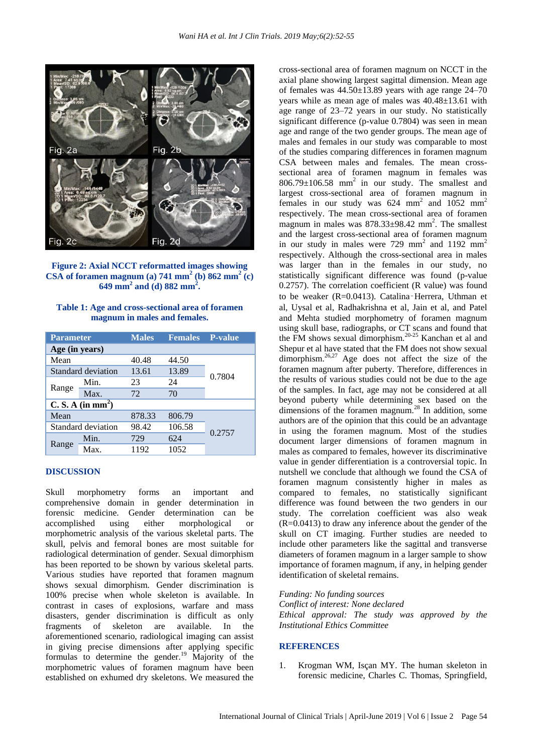Figure 2: Axial NCCT reformatted images showing CSA of foramen magnum (a) 741 mm$^2$ (b) 862 mm$^2$ (c) 649 mm$^2$ and (d) 882 mm$^2$.

**Table 1: Age and cross-sectional area of foramen magnum in males and females.**

| Parameter | | Males | Females | P-value |
|---|---|---|---|---|
| **Age (in years)** | | | | |
| Mean | | 40.48 | 44.50 | 0.7804 |
| Standard deviation | | 13.61 | 13.89 | |
| Range | Min. | 23 | 24 | |
| | Max. | 72 | 70 | |
| **C. S. A (in mm$^2$)** | | | | |
| Mean | | 878.33 | 806.79 | 0.2757 |
| Standard deviation | | 98.42 | 106.58 | |
| Range | Min. | 729 | 624 | |
| | Max. | 1192 | 1052 | |

## DISCUSSION

Skull morphometry forms an important and comprehensive domain in gender determination in forensic medicine. Gender determination can be accomplished using either morphological or morphometric analysis of the various skeletal parts. The skull, pelvis and femoral bones are most suitable for radiological determination of gender. Sexual dimorphism has been reported to be shown by various skeletal parts. Various studies have reported that foramen magnum shows sexual dimorphism. Gender discrimination is 100% precise when whole skeleton is available. In contrast in cases of explosions, warfare and mass disasters, gender discrimination is difficult as only fragments of skeleton are available. In the aforementioned scenario, radiological imaging can assist in giving precise dimensions after applying specific formulas to determine the gender.[19] Majority of the morphometric values of foramen magnum have been established on exhumed dry skeletons. We measured the cross-sectional area of foramen magnum on NCCT in the axial plane showing largest sagittal dimension. Mean age of females was 44.50±13.89 years with age range 24–70 years while as mean age of males was 40.48±13.61 with age range of 23–72 years in our study. No statistically significant difference (p-value 0.7804) was seen in mean age and range of the two gender groups. The mean age of males and females in our study was comparable to most of the studies comparing differences in foramen magnum CSA between males and females. The mean cross-sectional area of foramen magnum in females was 806.79±106.58 mm$^2$ in our study. The smallest and largest cross-sectional area of foramen magnum in females in our study was 624 mm$^2$ and 1052 mm$^2$ respectively. The mean cross-sectional area of foramen magnum in males was 878.33±98.42 mm$^2$. The smallest and the largest cross-sectional area of foramen magnum in our study in males were 729 mm$^2$ and 1192 mm$^2$ respectively. Although the cross-sectional area in males was larger than in the females in our study, no statistically significant difference was found (p-value 0.2757). The correlation coefficient (R value) was found to be weaker (R=0.0413). Catalina‑Herrera, Uthman et al, Uysal et al, Radhakrishna et al, Jain et al, and Patel and Mehta studied morphometry of foramen magnum using skull base, radiographs, or CT scans and found that the FM shows sexual dimorphism.[20-25] Kanchan et al and Shepur et al have stated that the FM does not show sexual dimorphism.[26,27] Age does not affect the size of the foramen magnum after puberty. Therefore, differences in the results of various studies could not be due to the age of the samples. In fact, age may not be considered at all beyond puberty while determining sex based on the dimensions of the foramen magnum.[28] In addition, some authors are of the opinion that this could be an advantage in using the foramen magnum. Most of the studies document larger dimensions of foramen magnum in males as compared to females, however its discriminative value in gender differentiation is a controversial topic. In nutshell we conclude that although we found the CSA of foramen magnum consistently higher in males as compared to females, no statistically significant difference was found between the two genders in our study. The correlation coefficient was also weak (R=0.0413) to draw any inference about the gender of the skull on CT imaging. Further studies are needed to include other parameters like the sagittal and transverse diameters of foramen magnum in a larger sample to show importance of foramen magnum, if any, in helping gender identification of skeletal remains.

*Funding: No funding sources*
*Conflict of interest: None declared*
*Ethical approval: The study was approved by the Institutional Ethics Committee*

## REFERENCES

1. Krogman WM, Işçan MY. The human skeleton in forensic medicine, Charles C. Thomas, Springfield,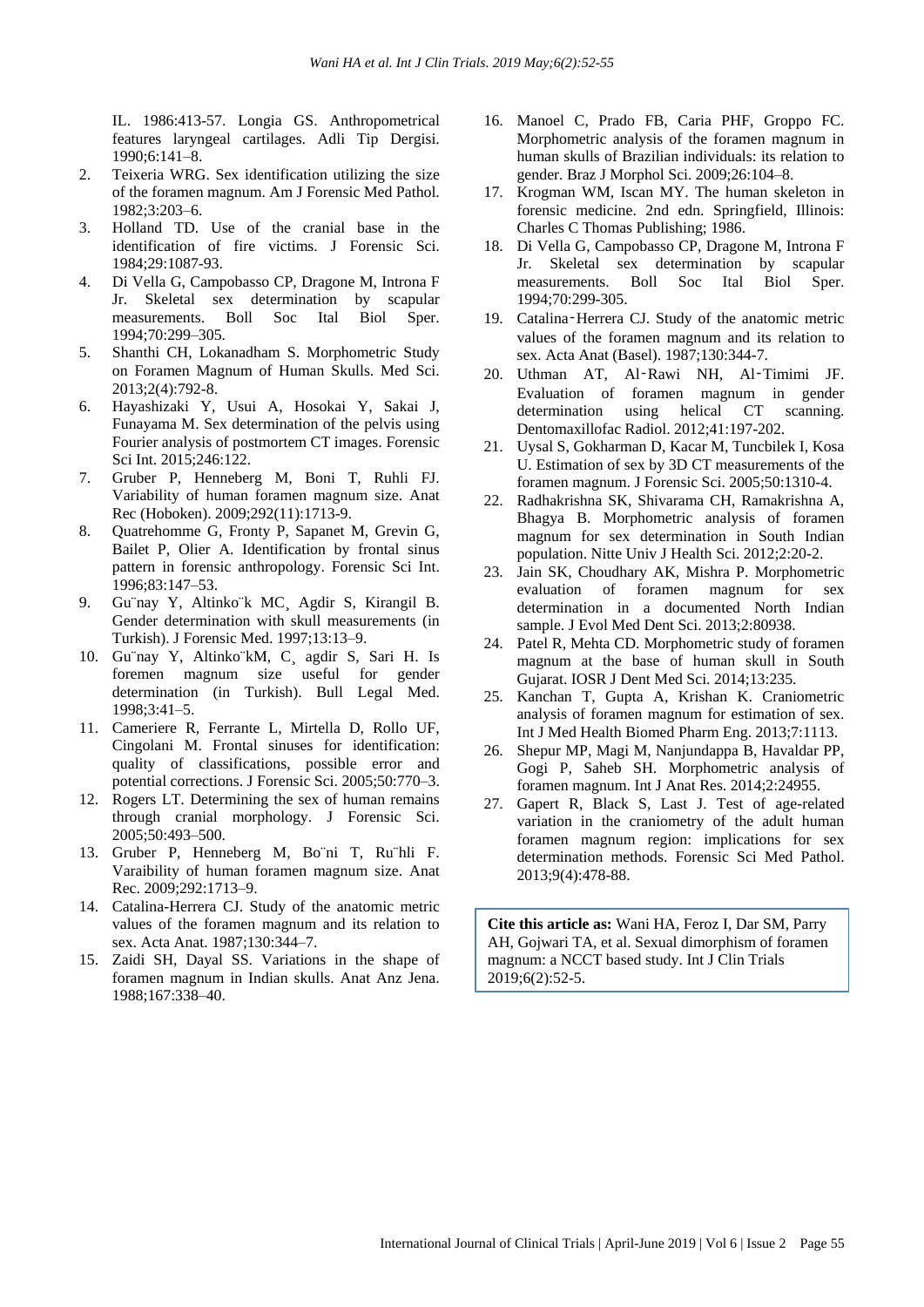IL. 1986:413-57. Longia GS. Anthropometrical features laryngeal cartilages. Adli Tip Dergisi. 1990;6:141–8.

2. Teixeria WRG. Sex identification utilizing the size of the foramen magnum. Am J Forensic Med Pathol. 1982;3:203–6.
3. Holland TD. Use of the cranial base in the identification of fire victims. J Forensic Sci. 1984;29:1087-93.
4. Di Vella G, Campobasso CP, Dragone M, Introna F Jr. Skeletal sex determination by scapular measurements. Boll Soc Ital Biol Sper. 1994;70:299–305.
5. Shanthi CH, Lokanadham S. Morphometric Study on Foramen Magnum of Human Skulls. Med Sci. 2013;2(4):792-8.
6. Hayashizaki Y, Usui A, Hosokai Y, Sakai J, Funayama M. Sex determination of the pelvis using Fourier analysis of postmortem CT images. Forensic Sci Int. 2015;246:122.
7. Gruber P, Henneberg M, Boni T, Ruhli FJ. Variability of human foramen magnum size. Anat Rec (Hoboken). 2009;292(11):1713-9.
8. Quatrehomme G, Fronty P, Sapanet M, Grevin G, Bailet P, Olier A. Identification by frontal sinus pattern in forensic anthropology. Forensic Sci Int. 1996;83:147–53.
9. Gu¨nay Y, Altinko¨k MC¸ Agdir S, Kirangil B. Gender determination with skull measurements (in Turkish). J Forensic Med. 1997;13:13–9.
10. Gu¨nay Y, Altinko¨kM, C¸ agdir S, Sari H. Is foremen magnum size useful for gender determination (in Turkish). Bull Legal Med. 1998;3:41–5.
11. Cameriere R, Ferrante L, Mirtella D, Rollo UF, Cingolani M. Frontal sinuses for identification: quality of classifications, possible error and potential corrections. J Forensic Sci. 2005;50:770–3.
12. Rogers LT. Determining the sex of human remains through cranial morphology. J Forensic Sci. 2005;50:493–500.
13. Gruber P, Henneberg M, Bo¨ni T, Ru¨hli F. Varaibility of human foramen magnum size. Anat Rec. 2009;292:1713–9.
14. Catalina-Herrera CJ. Study of the anatomic metric values of the foramen magnum and its relation to sex. Acta Anat. 1987;130:344–7.
15. Zaidi SH, Dayal SS. Variations in the shape of foramen magnum in Indian skulls. Anat Anz Jena. 1988;167:338–40.
16. Manoel C, Prado FB, Caria PHF, Groppo FC. Morphometric analysis of the foramen magnum in human skulls of Brazilian individuals: its relation to gender. Braz J Morphol Sci. 2009;26:104–8.
17. Krogman WM, Iscan MY. The human skeleton in forensic medicine. 2nd edn. Springfield, Illinois: Charles C Thomas Publishing; 1986.
18. Di Vella G, Campobasso CP, Dragone M, Introna F Jr. Skeletal sex determination by scapular measurements. Boll Soc Ital Biol Sper. 1994;70:299-305.
19. Catalina‑Herrera CJ. Study of the anatomic metric values of the foramen magnum and its relation to sex. Acta Anat (Basel). 1987;130:344-7.
20. Uthman AT, Al‑Rawi NH, Al‑Timimi JF. Evaluation of foramen magnum in gender determination using helical CT scanning. Dentomaxillofac Radiol. 2012;41:197-202.
21. Uysal S, Gokharman D, Kacar M, Tuncbilek I, Kosa U. Estimation of sex by 3D CT measurements of the foramen magnum. J Forensic Sci. 2005;50:1310-4.
22. Radhakrishna SK, Shivarama CH, Ramakrishna A, Bhagya B. Morphometric analysis of foramen magnum for sex determination in South Indian population. Nitte Univ J Health Sci. 2012;2:20-2.
23. Jain SK, Choudhary AK, Mishra P. Morphometric evaluation of foramen magnum for sex determination in a documented North Indian sample. J Evol Med Dent Sci. 2013;2:80938.
24. Patel R, Mehta CD. Morphometric study of foramen magnum at the base of human skull in South Gujarat. IOSR J Dent Med Sci. 2014;13:235.
25. Kanchan T, Gupta A, Krishan K. Craniometric analysis of foramen magnum for estimation of sex. Int J Med Health Biomed Pharm Eng. 2013;7:1113.
26. Shepur MP, Magi M, Nanjundappa B, Havaldar PP, Gogi P, Saheb SH. Morphometric analysis of foramen magnum. Int J Anat Res. 2014;2:24955.
27. Gapert R, Black S, Last J. Test of age-related variation in the craniometry of the adult human foramen magnum region: implications for sex determination methods. Forensic Sci Med Pathol. 2013;9(4):478-88.

**Cite this article as:** Wani HA, Feroz I, Dar SM, Parry AH, Gojwari TA, et al. Sexual dimorphism of foramen magnum: a NCCT based study. Int J Clin Trials 2019;6(2):52-5.